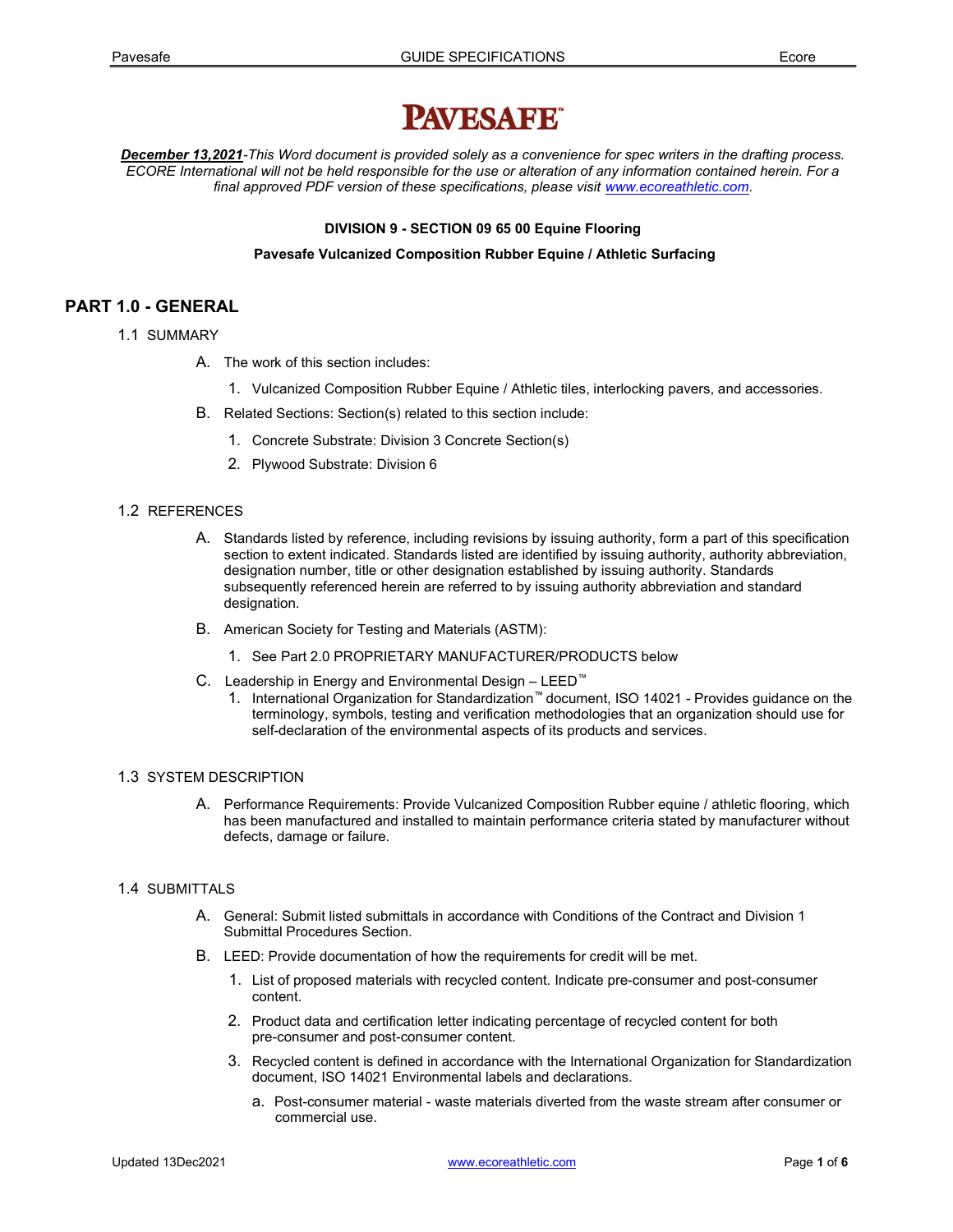# PAVESAFE™

***December 13,2021**-This Word document is provided solely as a convenience for spec writers in the drafting process. ECORE International will not be held responsible for the use or alteration of any information contained herein. For a final approved PDF version of these specifications, please visit [www.ecoreathletic.com](www.ecoreathletic.com).*

**DIVISION 9 - SECTION 09 65 00 Equine Flooring**

**Pavesafe Vulcanized Composition Rubber Equine / Athletic Surfacing**

## PART 1.0 - GENERAL

### 1.1 SUMMARY

A. The work of this section includes:

1. Vulcanized Composition Rubber Equine / Athletic tiles, interlocking pavers, and accessories.

B. Related Sections: Section(s) related to this section include:

1. Concrete Substrate: Division 3 Concrete Section(s)
2. Plywood Substrate: Division 6

### 1.2 REFERENCES

A. Standards listed by reference, including revisions by issuing authority, form a part of this specification section to extent indicated. Standards listed are identified by issuing authority, authority abbreviation, designation number, title or other designation established by issuing authority. Standards subsequently referenced herein are referred to by issuing authority abbreviation and standard designation.

B. American Society for Testing and Materials (ASTM):

1. See Part 2.0 PROPRIETARY MANUFACTURER/PRODUCTS below

C. Leadership in Energy and Environmental Design – LEED™

1. International Organization for Standardization™ document, ISO 14021 - Provides guidance on the terminology, symbols, testing and verification methodologies that an organization should use for self-declaration of the environmental aspects of its products and services.

### 1.3 SYSTEM DESCRIPTION

A. Performance Requirements: Provide Vulcanized Composition Rubber equine / athletic flooring, which has been manufactured and installed to maintain performance criteria stated by manufacturer without defects, damage or failure.

### 1.4 SUBMITTALS

A. General: Submit listed submittals in accordance with Conditions of the Contract and Division 1 Submittal Procedures Section.

B. LEED: Provide documentation of how the requirements for credit will be met.

1. List of proposed materials with recycled content. Indicate pre-consumer and post-consumer content.
2. Product data and certification letter indicating percentage of recycled content for both pre-consumer and post-consumer content.
3. Recycled content is defined in accordance with the International Organization for Standardization document, ISO 14021 Environmental labels and declarations.
   a. Post-consumer material - waste materials diverted from the waste stream after consumer or commercial use.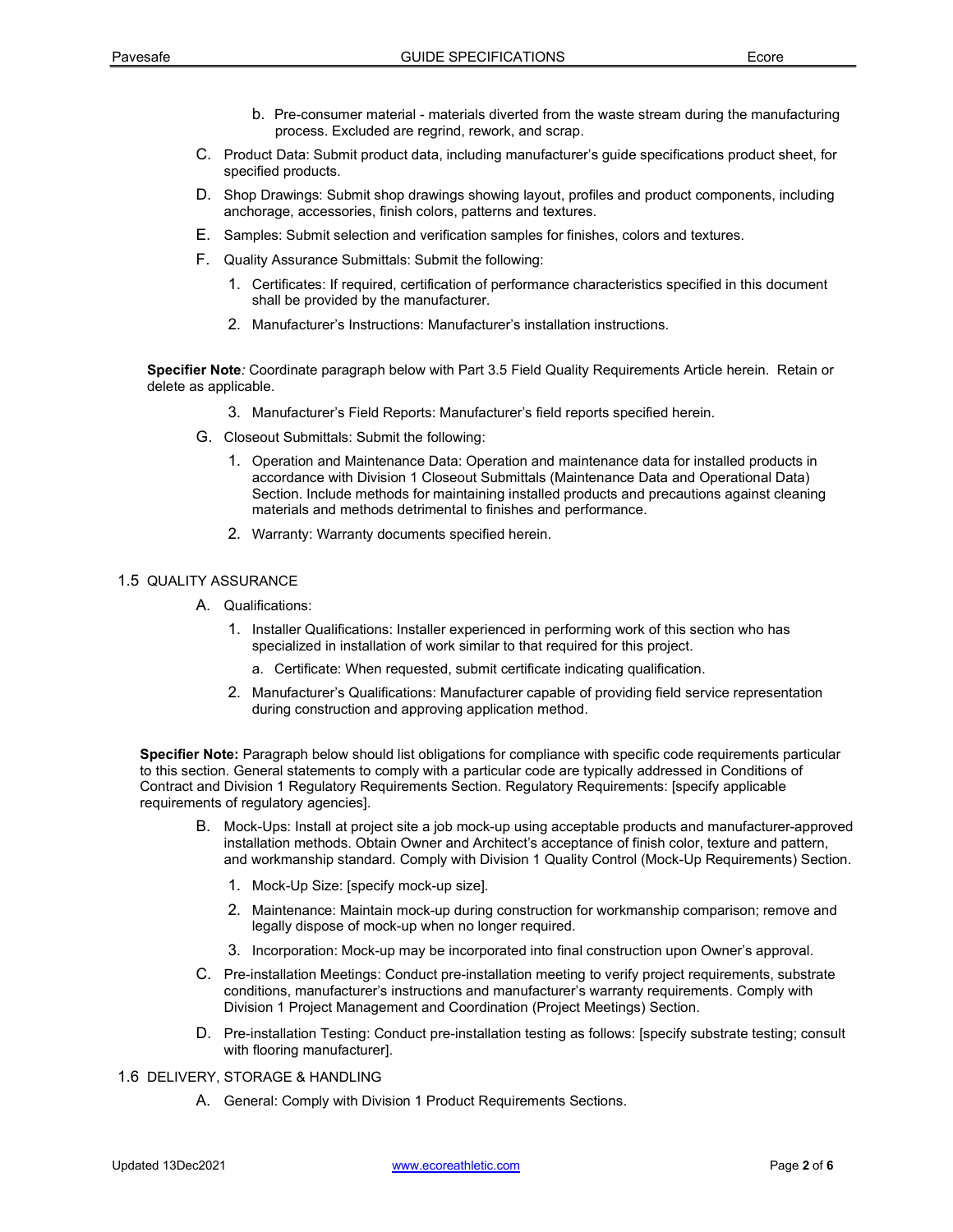b. Pre-consumer material - materials diverted from the waste stream during the manufacturing process. Excluded are regrind, rework, and scrap.

C. Product Data: Submit product data, including manufacturer's guide specifications product sheet, for specified products.

D. Shop Drawings: Submit shop drawings showing layout, profiles and product components, including anchorage, accessories, finish colors, patterns and textures.

E. Samples: Submit selection and verification samples for finishes, colors and textures.

F. Quality Assurance Submittals: Submit the following:

1. Certificates: If required, certification of performance characteristics specified in this document shall be provided by the manufacturer.
2. Manufacturer's Instructions: Manufacturer's installation instructions.

**Specifier Note***:* Coordinate paragraph below with Part 3.5 Field Quality Requirements Article herein. Retain or delete as applicable.

3. Manufacturer's Field Reports: Manufacturer's field reports specified herein.

G. Closeout Submittals: Submit the following:

1. Operation and Maintenance Data: Operation and maintenance data for installed products in accordance with Division 1 Closeout Submittals (Maintenance Data and Operational Data) Section. Include methods for maintaining installed products and precautions against cleaning materials and methods detrimental to finishes and performance.
2. Warranty: Warranty documents specified herein.

## 1.5 QUALITY ASSURANCE

A. Qualifications:

1. Installer Qualifications: Installer experienced in performing work of this section who has specialized in installation of work similar to that required for this project.
   a. Certificate: When requested, submit certificate indicating qualification.
2. Manufacturer's Qualifications: Manufacturer capable of providing field service representation during construction and approving application method.

**Specifier Note:** Paragraph below should list obligations for compliance with specific code requirements particular to this section. General statements to comply with a particular code are typically addressed in Conditions of Contract and Division 1 Regulatory Requirements Section. Regulatory Requirements: [specify applicable requirements of regulatory agencies].

B. Mock-Ups: Install at project site a job mock-up using acceptable products and manufacturer-approved installation methods. Obtain Owner and Architect's acceptance of finish color, texture and pattern, and workmanship standard. Comply with Division 1 Quality Control (Mock-Up Requirements) Section.

1. Mock-Up Size: [specify mock-up size].
2. Maintenance: Maintain mock-up during construction for workmanship comparison; remove and legally dispose of mock-up when no longer required.
3. Incorporation: Mock-up may be incorporated into final construction upon Owner's approval.

C. Pre-installation Meetings: Conduct pre-installation meeting to verify project requirements, substrate conditions, manufacturer's instructions and manufacturer's warranty requirements. Comply with Division 1 Project Management and Coordination (Project Meetings) Section.

D. Pre-installation Testing: Conduct pre-installation testing as follows: [specify substrate testing; consult with flooring manufacturer].

## 1.6 DELIVERY, STORAGE & HANDLING

A. General: Comply with Division 1 Product Requirements Sections.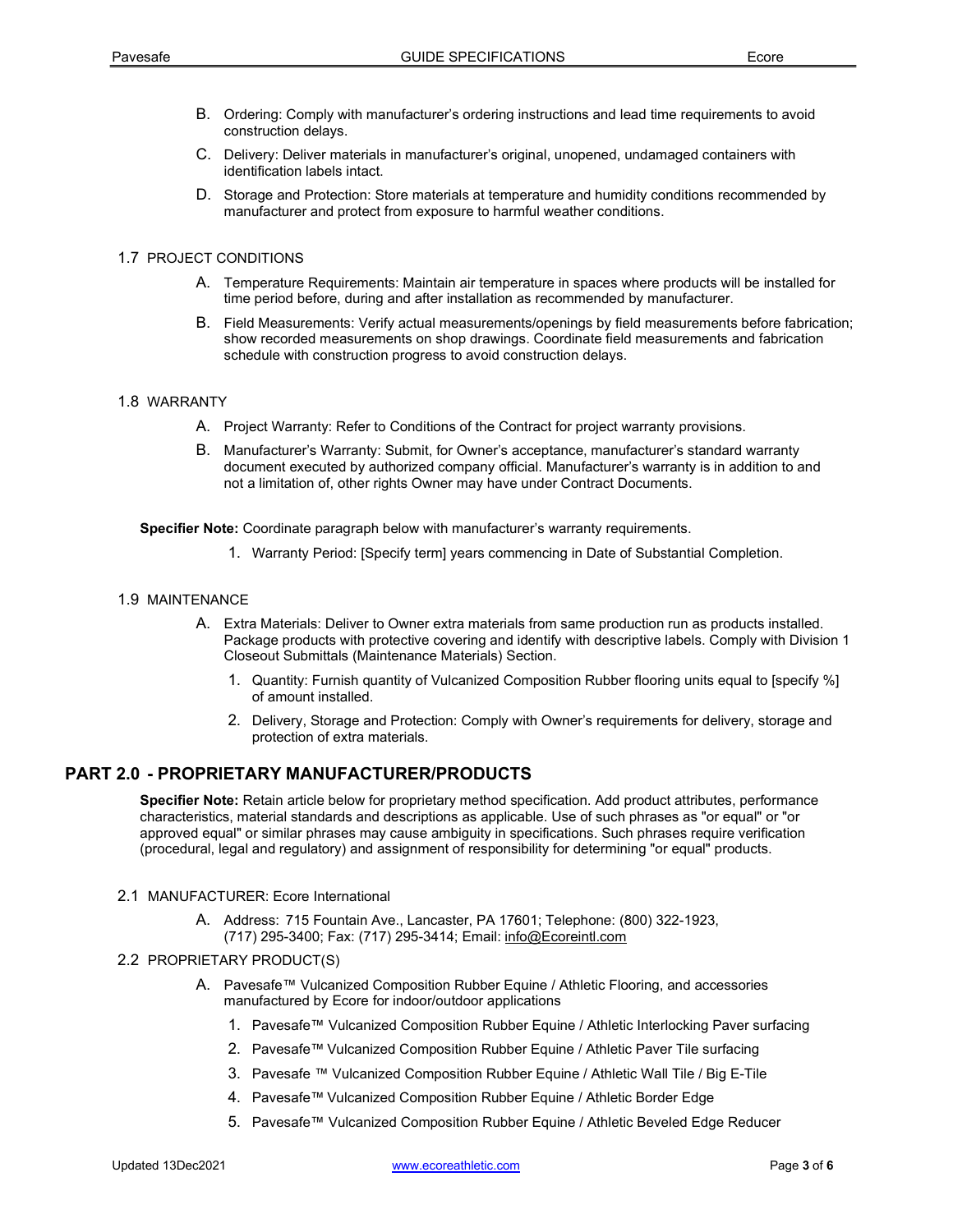B. Ordering: Comply with manufacturer's ordering instructions and lead time requirements to avoid construction delays.

C. Delivery: Deliver materials in manufacturer's original, unopened, undamaged containers with identification labels intact.

D. Storage and Protection: Store materials at temperature and humidity conditions recommended by manufacturer and protect from exposure to harmful weather conditions.

### 1.7 PROJECT CONDITIONS

A. Temperature Requirements: Maintain air temperature in spaces where products will be installed for time period before, during and after installation as recommended by manufacturer.

B. Field Measurements: Verify actual measurements/openings by field measurements before fabrication; show recorded measurements on shop drawings. Coordinate field measurements and fabrication schedule with construction progress to avoid construction delays.

### 1.8 WARRANTY

A. Project Warranty: Refer to Conditions of the Contract for project warranty provisions.

B. Manufacturer's Warranty: Submit, for Owner's acceptance, manufacturer's standard warranty document executed by authorized company official. Manufacturer's warranty is in addition to and not a limitation of, other rights Owner may have under Contract Documents.

**Specifier Note:** Coordinate paragraph below with manufacturer's warranty requirements.

1. Warranty Period: [Specify term] years commencing in Date of Substantial Completion.

### 1.9 MAINTENANCE

A. Extra Materials: Deliver to Owner extra materials from same production run as products installed. Package products with protective covering and identify with descriptive labels. Comply with Division 1 Closeout Submittals (Maintenance Materials) Section.

1. Quantity: Furnish quantity of Vulcanized Composition Rubber flooring units equal to [specify %] of amount installed.
2. Delivery, Storage and Protection: Comply with Owner's requirements for delivery, storage and protection of extra materials.

## PART 2.0 - PROPRIETARY MANUFACTURER/PRODUCTS

**Specifier Note:** Retain article below for proprietary method specification. Add product attributes, performance characteristics, material standards and descriptions as applicable. Use of such phrases as "or equal" or "or approved equal" or similar phrases may cause ambiguity in specifications. Such phrases require verification (procedural, legal and regulatory) and assignment of responsibility for determining "or equal" products.

### 2.1 MANUFACTURER: Ecore International

A. Address: 715 Fountain Ave., Lancaster, PA 17601; Telephone: (800) 322-1923, (717) 295-3400; Fax: (717) 295-3414; Email: info@Ecoreintl.com

### 2.2 PROPRIETARY PRODUCT(S)

A. Pavesafe™ Vulcanized Composition Rubber Equine / Athletic Flooring, and accessories manufactured by Ecore for indoor/outdoor applications

1. Pavesafe™ Vulcanized Composition Rubber Equine / Athletic Interlocking Paver surfacing
2. Pavesafe™ Vulcanized Composition Rubber Equine / Athletic Paver Tile surfacing
3. Pavesafe ™ Vulcanized Composition Rubber Equine / Athletic Wall Tile / Big E-Tile
4. Pavesafe™ Vulcanized Composition Rubber Equine / Athletic Border Edge
5. Pavesafe™ Vulcanized Composition Rubber Equine / Athletic Beveled Edge Reducer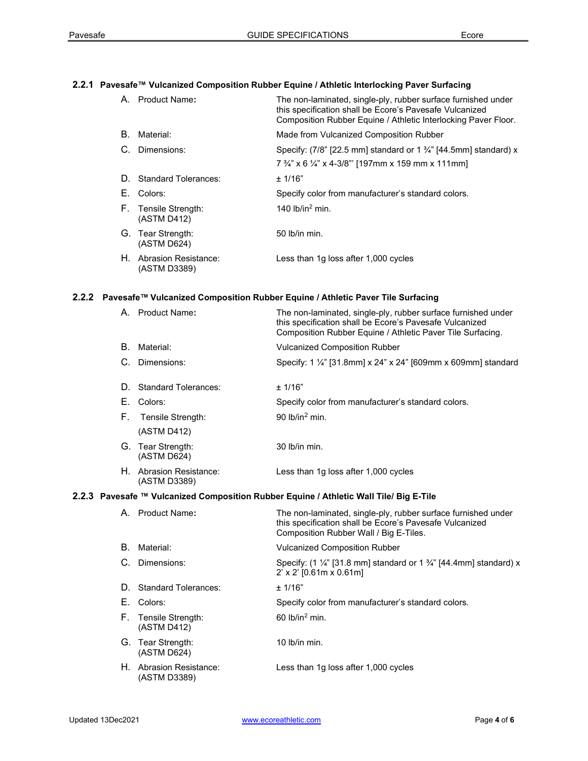### 2.2.1 Pavesafe™ Vulcanized Composition Rubber Equine / Athletic Interlocking Paver Surfacing

| | |
|---|---|
| A. Product Name**:** | The non-laminated, single-ply, rubber surface furnished under this specification shall be Ecore's Pavesafe Vulcanized Composition Rubber Equine / Athletic Interlocking Paver Floor. |
| B. Material: | Made from Vulcanized Composition Rubber |
| C. Dimensions: | Specify: (7/8" [22.5 mm] standard or 1 ¾" [44.5mm] standard) x 7 ¾" x 6 ¼" x 4-3/8"' [197mm x 159 mm x 111mm] |
| D. Standard Tolerances: | ± 1/16" |
| E. Colors: | Specify color from manufacturer's standard colors. |
| F. Tensile Strength: (ASTM D412) | 140 lb/in$^2$ min. |
| G. Tear Strength: (ASTM D624) | 50 lb/in min. |
| H. Abrasion Resistance: (ASTM D3389) | Less than 1g loss after 1,000 cycles |

### 2.2.2 Pavesafe™ Vulcanized Composition Rubber Equine / Athletic Paver Tile Surfacing

| | |
|---|---|
| A. Product Name**:** | The non-laminated, single-ply, rubber surface furnished under this specification shall be Ecore's Pavesafe Vulcanized Composition Rubber Equine / Athletic Paver Tile Surfacing. |
| B. Material: | Vulcanized Composition Rubber |
| C. Dimensions: | Specify: 1 ¼" [31.8mm] x 24" x 24" [609mm x 609mm] standard |
| D. Standard Tolerances: | ± 1/16" |
| E. Colors: | Specify color from manufacturer's standard colors. |
| F. Tensile Strength: (ASTM D412) | 90 lb/in$^2$ min. |
| G. Tear Strength: (ASTM D624) | 30 lb/in min. |
| H. Abrasion Resistance: (ASTM D3389) | Less than 1g loss after 1,000 cycles |

### 2.2.3 Pavesafe ™ Vulcanized Composition Rubber Equine / Athletic Wall Tile/ Big E-Tile

| | |
|---|---|
| A. Product Name**:** | The non-laminated, single-ply, rubber surface furnished under this specification shall be Ecore's Pavesafe Vulcanized Composition Rubber Wall / Big E-Tiles. |
| B. Material: | Vulcanized Composition Rubber |
| C. Dimensions: | Specify: (1 ¼" [31.8 mm] standard or 1 ¾" [44.4mm] standard) x 2' x 2' [0.61m x 0.61m] |
| D. Standard Tolerances: | ± 1/16" |
| E. Colors: | Specify color from manufacturer's standard colors. |
| F. Tensile Strength: (ASTM D412) | 60 lb/in$^2$ min. |
| G. Tear Strength: (ASTM D624) | 10 lb/in min. |
| H. Abrasion Resistance: (ASTM D3389) | Less than 1g loss after 1,000 cycles |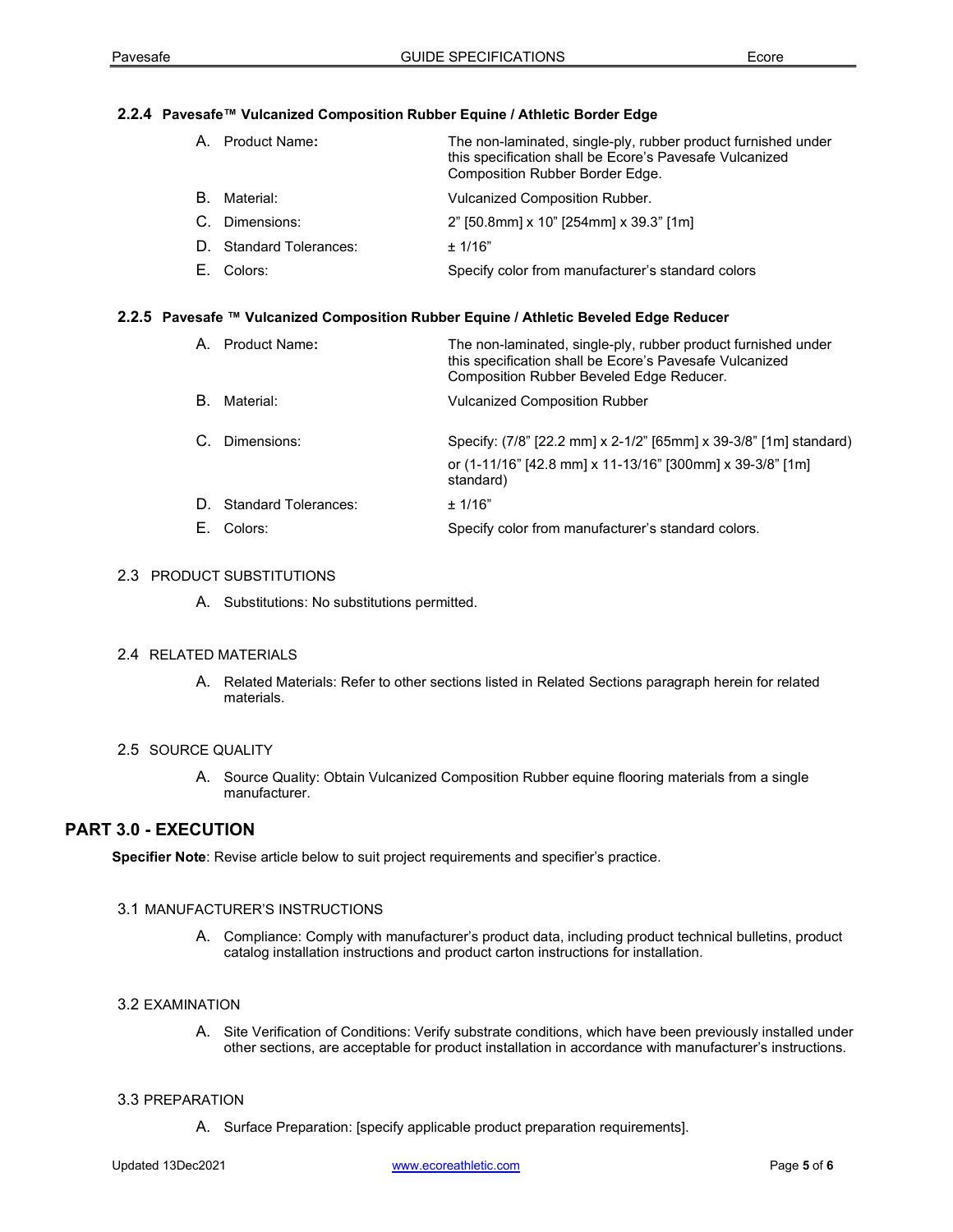#### 2.2.4 Pavesafe™ Vulcanized Composition Rubber Equine / Athletic Border Edge

A. Product Name: The non-laminated, single-ply, rubber product furnished under this specification shall be Ecore's Pavesafe Vulcanized Composition Rubber Border Edge.

B. Material: Vulcanized Composition Rubber.

C. Dimensions: 2" [50.8mm] x 10" [254mm] x 39.3" [1m]

D. Standard Tolerances: ± 1/16"

E. Colors: Specify color from manufacturer's standard colors

#### 2.2.5 Pavesafe ™ Vulcanized Composition Rubber Equine / Athletic Beveled Edge Reducer

A. Product Name: The non-laminated, single-ply, rubber product furnished under this specification shall be Ecore's Pavesafe Vulcanized Composition Rubber Beveled Edge Reducer.

B. Material: Vulcanized Composition Rubber

C. Dimensions: Specify: (7/8" [22.2 mm] x 2-1/2" [65mm] x 39-3/8" [1m] standard)

or (1-11/16" [42.8 mm] x 11-13/16" [300mm] x 39-3/8" [1m] standard)

D. Standard Tolerances: ± 1/16"

E. Colors: Specify color from manufacturer's standard colors.

### 2.3 PRODUCT SUBSTITUTIONS

A. Substitutions: No substitutions permitted.

### 2.4 RELATED MATERIALS

A. Related Materials: Refer to other sections listed in Related Sections paragraph herein for related materials.

### 2.5 SOURCE QUALITY

A. Source Quality: Obtain Vulcanized Composition Rubber equine flooring materials from a single manufacturer.

## PART 3.0 - EXECUTION

**Specifier Note**: Revise article below to suit project requirements and specifier's practice.

### 3.1 MANUFACTURER'S INSTRUCTIONS

A. Compliance: Comply with manufacturer's product data, including product technical bulletins, product catalog installation instructions and product carton instructions for installation.

### 3.2 EXAMINATION

A. Site Verification of Conditions: Verify substrate conditions, which have been previously installed under other sections, are acceptable for product installation in accordance with manufacturer's instructions.

### 3.3 PREPARATION

A. Surface Preparation: [specify applicable product preparation requirements].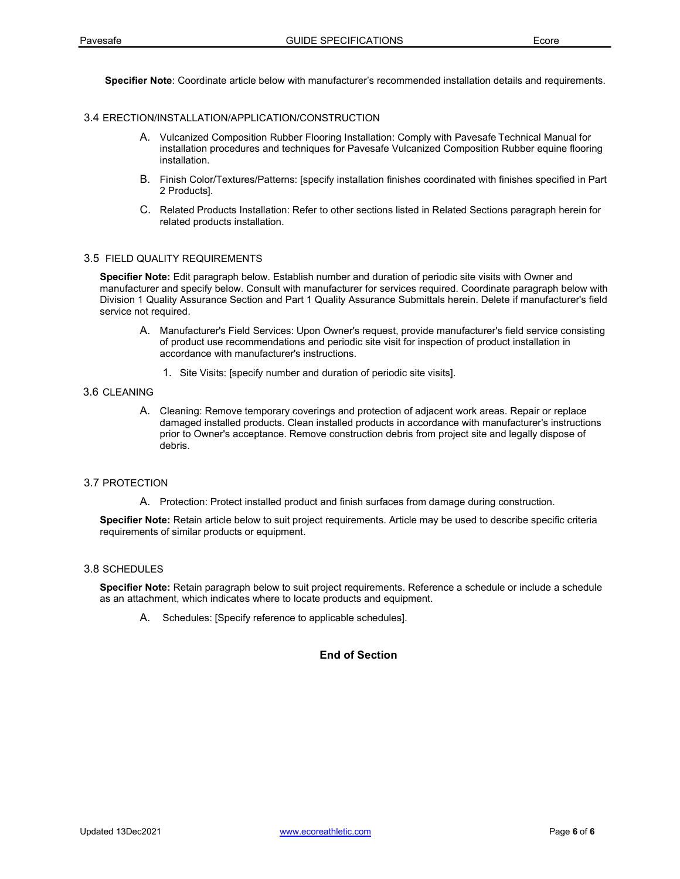**Specifier Note**: Coordinate article below with manufacturer's recommended installation details and requirements.

### 3.4 ERECTION/INSTALLATION/APPLICATION/CONSTRUCTION

A. Vulcanized Composition Rubber Flooring Installation: Comply with Pavesafe Technical Manual for installation procedures and techniques for Pavesafe Vulcanized Composition Rubber equine flooring installation.

B. Finish Color/Textures/Patterns: [specify installation finishes coordinated with finishes specified in Part 2 Products].

C. Related Products Installation: Refer to other sections listed in Related Sections paragraph herein for related products installation.

### 3.5 FIELD QUALITY REQUIREMENTS

**Specifier Note:** Edit paragraph below. Establish number and duration of periodic site visits with Owner and manufacturer and specify below. Consult with manufacturer for services required. Coordinate paragraph below with Division 1 Quality Assurance Section and Part 1 Quality Assurance Submittals herein. Delete if manufacturer's field service not required.

A. Manufacturer's Field Services: Upon Owner's request, provide manufacturer's field service consisting of product use recommendations and periodic site visit for inspection of product installation in accordance with manufacturer's instructions.

   1. Site Visits: [specify number and duration of periodic site visits].

### 3.6 CLEANING

A. Cleaning: Remove temporary coverings and protection of adjacent work areas. Repair or replace damaged installed products. Clean installed products in accordance with manufacturer's instructions prior to Owner's acceptance. Remove construction debris from project site and legally dispose of debris.

### 3.7 PROTECTION

A. Protection: Protect installed product and finish surfaces from damage during construction.

**Specifier Note:** Retain article below to suit project requirements. Article may be used to describe specific criteria requirements of similar products or equipment.

### 3.8 SCHEDULES

**Specifier Note:** Retain paragraph below to suit project requirements. Reference a schedule or include a schedule as an attachment, which indicates where to locate products and equipment.

A. Schedules: [Specify reference to applicable schedules].

**End of Section**